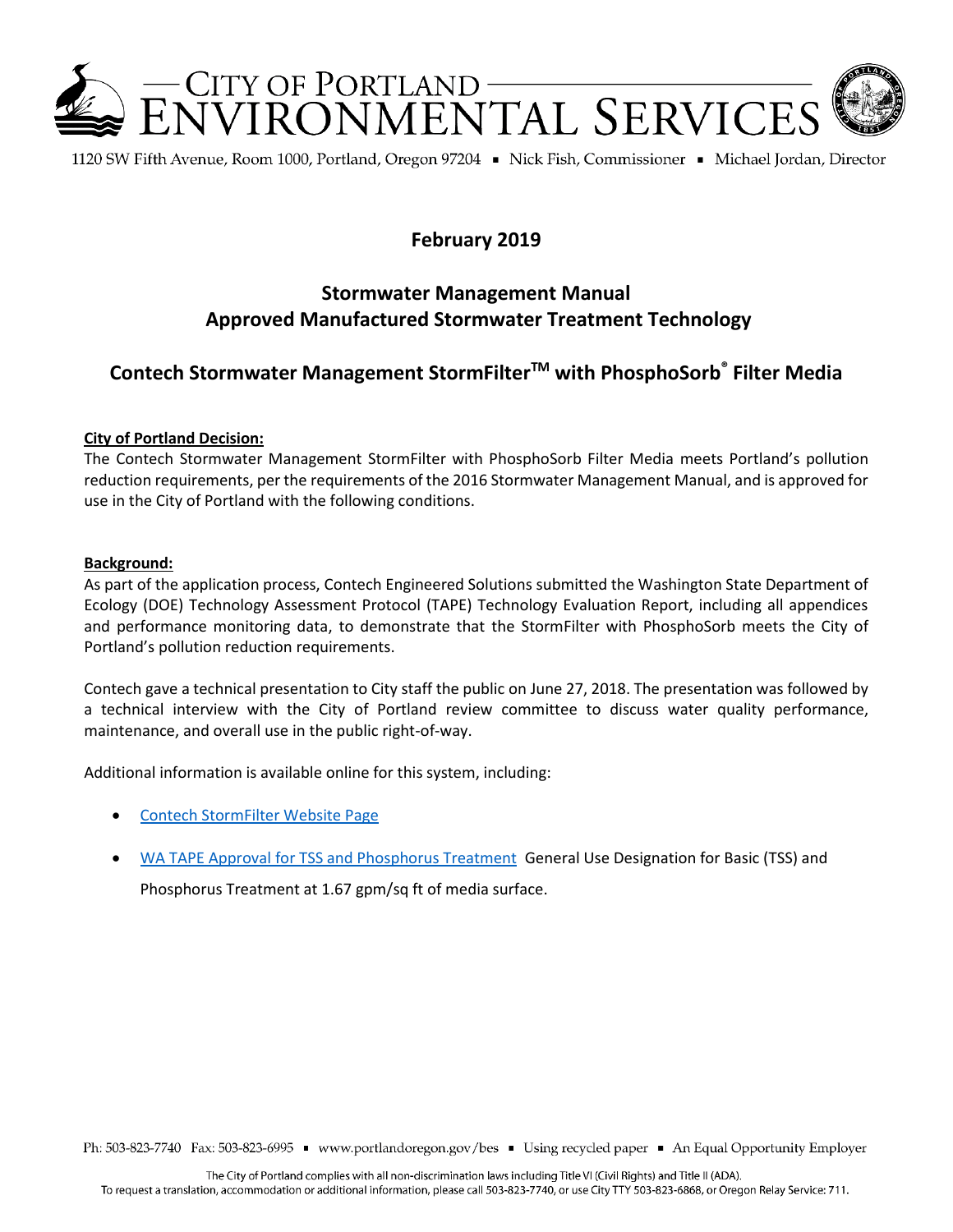# CITY OF PORTLAND ENVIRONMENTAL SERVICES

1120 SW Fifth Avenue, Room 1000, Portland, Oregon 97204 ▪ Nick Fish, Commissioner ▪ Michael Jordan, Director

## February 2019

## Stormwater Management Manual
## Approved Manufactured Stormwater Treatment Technology

## Contech Stormwater Management StormFilter™ with PhosphoSorb® Filter Media

**City of Portland Decision:**

The Contech Stormwater Management StormFilter with PhosphoSorb Filter Media meets Portland's pollution reduction requirements, per the requirements of the 2016 Stormwater Management Manual, and is approved for use in the City of Portland with the following conditions.

**Background:**

As part of the application process, Contech Engineered Solutions submitted the Washington State Department of Ecology (DOE) Technology Assessment Protocol (TAPE) Technology Evaluation Report, including all appendices and performance monitoring data, to demonstrate that the StormFilter with PhosphoSorb meets the City of Portland's pollution reduction requirements.

Contech gave a technical presentation to City staff the public on June 27, 2018. The presentation was followed by a technical interview with the City of Portland review committee to discuss water quality performance, maintenance, and overall use in the public right-of-way.

Additional information is available online for this system, including:

- Contech StormFilter Website Page
- WA TAPE Approval for TSS and Phosphorus Treatment General Use Designation for Basic (TSS) and Phosphorus Treatment at 1.67 gpm/sq ft of media surface.

Ph: 503-823-7740 Fax: 503-823-6995 ▪ www.portlandoregon.gov/bes ▪ Using recycled paper ▪ An Equal Opportunity Employer

The City of Portland complies with all non-discrimination laws including Title VI (Civil Rights) and Title II (ADA).
To request a translation, accommodation or additional information, please call 503-823-7740, or use City TTY 503-823-6868, or Oregon Relay Service: 711.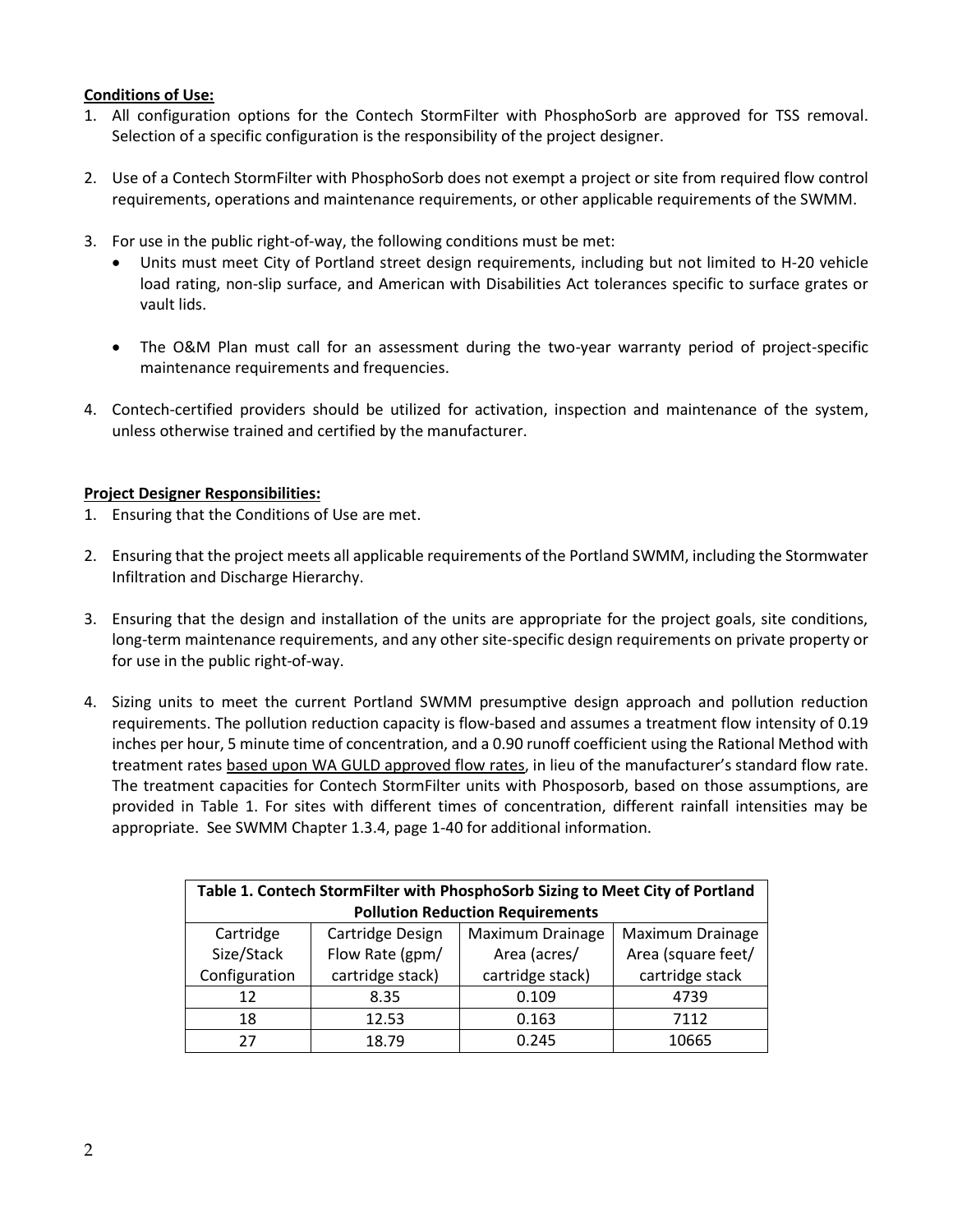**Conditions of Use:**

1. All configuration options for the Contech StormFilter with PhosphoSorb are approved for TSS removal. Selection of a specific configuration is the responsibility of the project designer.

2. Use of a Contech StormFilter with PhosphoSorb does not exempt a project or site from required flow control requirements, operations and maintenance requirements, or other applicable requirements of the SWMM.

3. For use in the public right-of-way, the following conditions must be met:
   - Units must meet City of Portland street design requirements, including but not limited to H-20 vehicle load rating, non-slip surface, and American with Disabilities Act tolerances specific to surface grates or vault lids.
   - The O&M Plan must call for an assessment during the two-year warranty period of project-specific maintenance requirements and frequencies.

4. Contech-certified providers should be utilized for activation, inspection and maintenance of the system, unless otherwise trained and certified by the manufacturer.

**Project Designer Responsibilities:**

1. Ensuring that the Conditions of Use are met.

2. Ensuring that the project meets all applicable requirements of the Portland SWMM, including the Stormwater Infiltration and Discharge Hierarchy.

3. Ensuring that the design and installation of the units are appropriate for the project goals, site conditions, long-term maintenance requirements, and any other site-specific design requirements on private property or for use in the public right-of-way.

4. Sizing units to meet the current Portland SWMM presumptive design approach and pollution reduction requirements. The pollution reduction capacity is flow-based and assumes a treatment flow intensity of 0.19 inches per hour, 5 minute time of concentration, and a 0.90 runoff coefficient using the Rational Method with treatment rates based upon WA GULD approved flow rates, in lieu of the manufacturer's standard flow rate. The treatment capacities for Contech StormFilter units with Phosposorb, based on those assumptions, are provided in Table 1. For sites with different times of concentration, different rainfall intensities may be appropriate. See SWMM Chapter 1.3.4, page 1-40 for additional information.

**Table 1. Contech StormFilter with PhosphoSorb Sizing to Meet City of Portland Pollution Reduction Requirements**

| Cartridge Size/Stack Configuration | Cartridge Design Flow Rate (gpm/ cartridge stack) | Maximum Drainage Area (acres/ cartridge stack) | Maximum Drainage Area (square feet/ cartridge stack |
|---|---|---|---|
| 12 | 8.35 | 0.109 | 4739 |
| 18 | 12.53 | 0.163 | 7112 |
| 27 | 18.79 | 0.245 | 10665 |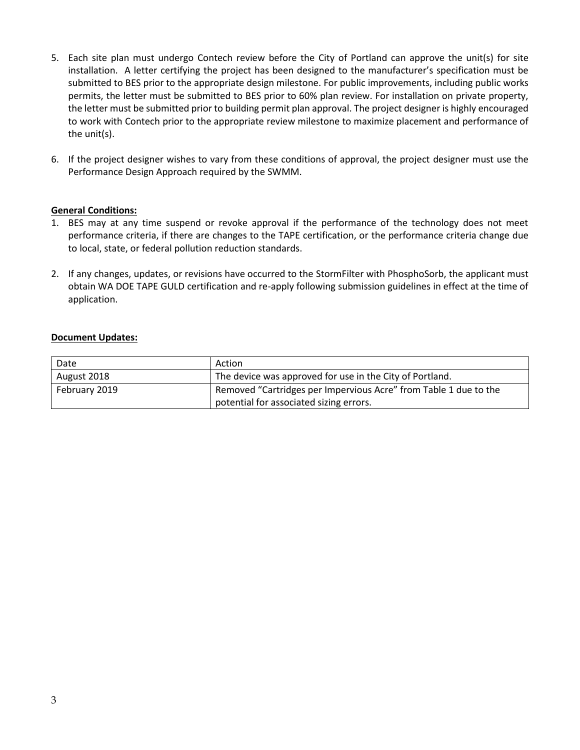5. Each site plan must undergo Contech review before the City of Portland can approve the unit(s) for site installation. A letter certifying the project has been designed to the manufacturer's specification must be submitted to BES prior to the appropriate design milestone. For public improvements, including public works permits, the letter must be submitted to BES prior to 60% plan review. For installation on private property, the letter must be submitted prior to building permit plan approval. The project designer is highly encouraged to work with Contech prior to the appropriate review milestone to maximize placement and performance of the unit(s).

6. If the project designer wishes to vary from these conditions of approval, the project designer must use the Performance Design Approach required by the SWMM.

**General Conditions:**

1. BES may at any time suspend or revoke approval if the performance of the technology does not meet performance criteria, if there are changes to the TAPE certification, or the performance criteria change due to local, state, or federal pollution reduction standards.

2. If any changes, updates, or revisions have occurred to the StormFilter with PhosphoSorb, the applicant must obtain WA DOE TAPE GULD certification and re-apply following submission guidelines in effect at the time of application.

**Document Updates:**

| Date | Action |
| --- | --- |
| August 2018 | The device was approved for use in the City of Portland. |
| February 2019 | Removed "Cartridges per Impervious Acre" from Table 1 due to the potential for associated sizing errors. |